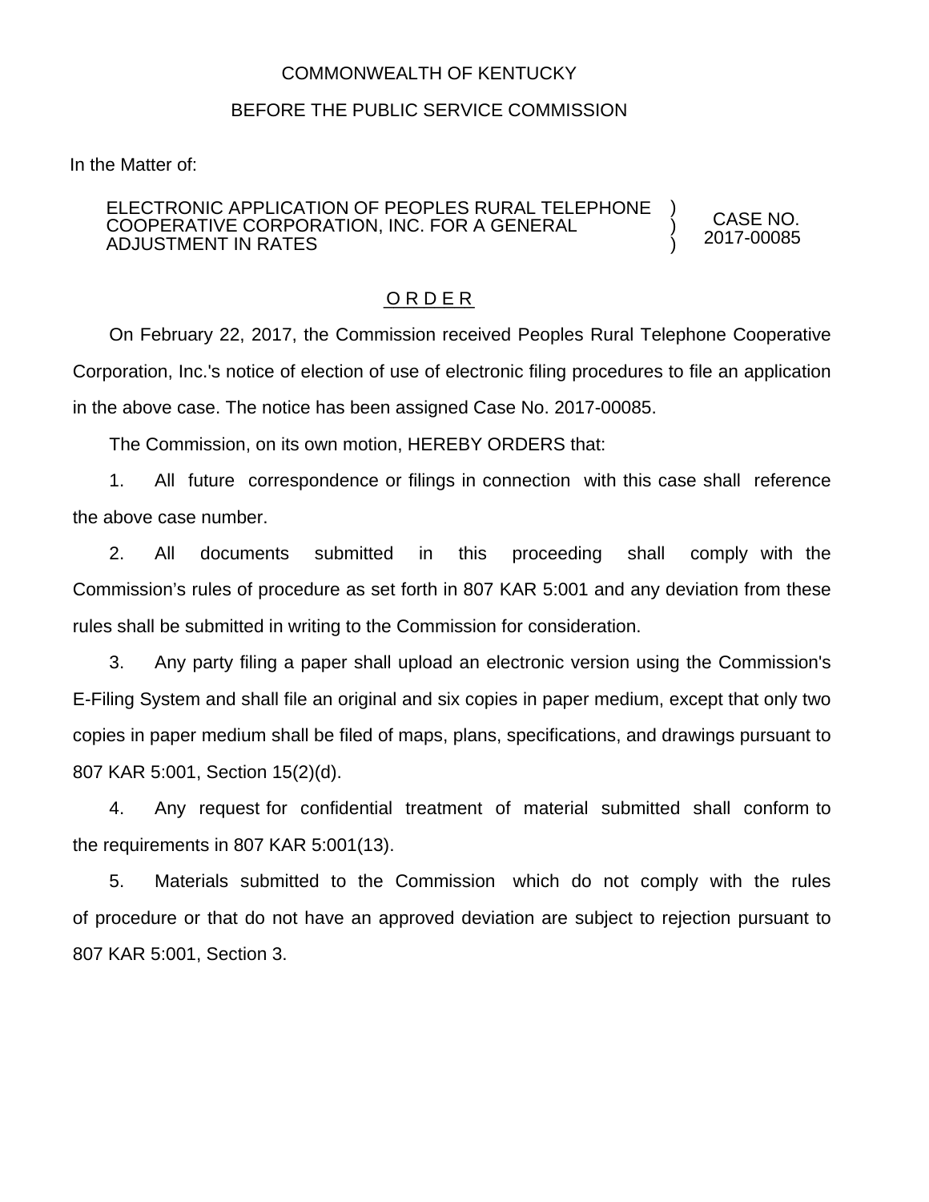COMMONWEALTH OF KENTUCKY

BEFORE THE PUBLIC SERVICE COMMISSION

In the Matter of:

| | | |
|---|---|---|
| ELECTRONIC APPLICATION OF PEOPLES RURAL TELEPHONE COOPERATIVE CORPORATION, INC. FOR A GENERAL ADJUSTMENT IN RATES | ) ) ) | CASE NO. 2017-00085 |

O R D E R

On February 22, 2017, the Commission received Peoples Rural Telephone Cooperative Corporation, Inc.'s notice of election of use of electronic filing procedures to file an application in the above case. The notice has been assigned Case No. 2017-00085.

The Commission, on its own motion, HEREBY ORDERS that:

1. All future correspondence or filings in connection with this case shall reference the above case number.

2. All documents submitted in this proceeding shall comply with the Commission's rules of procedure as set forth in 807 KAR 5:001 and any deviation from these rules shall be submitted in writing to the Commission for consideration.

3. Any party filing a paper shall upload an electronic version using the Commission's E-Filing System and shall file an original and six copies in paper medium, except that only two copies in paper medium shall be filed of maps, plans, specifications, and drawings pursuant to 807 KAR 5:001, Section 15(2)(d).

4. Any request for confidential treatment of material submitted shall conform to the requirements in 807 KAR 5:001(13).

5. Materials submitted to the Commission which do not comply with the rules of procedure or that do not have an approved deviation are subject to rejection pursuant to 807 KAR 5:001, Section 3.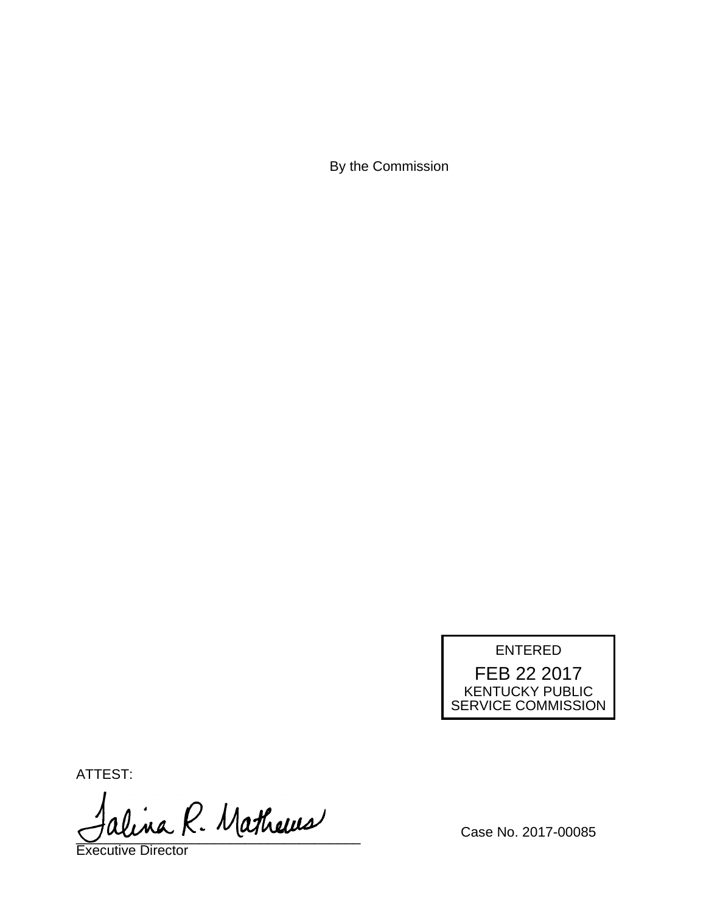By the Commission

ENTERED
FEB 22 2017
KENTUCKY PUBLIC
SERVICE COMMISSION

ATTEST:

Talina R. Mathews

Executive Director

Case No. 2017-00085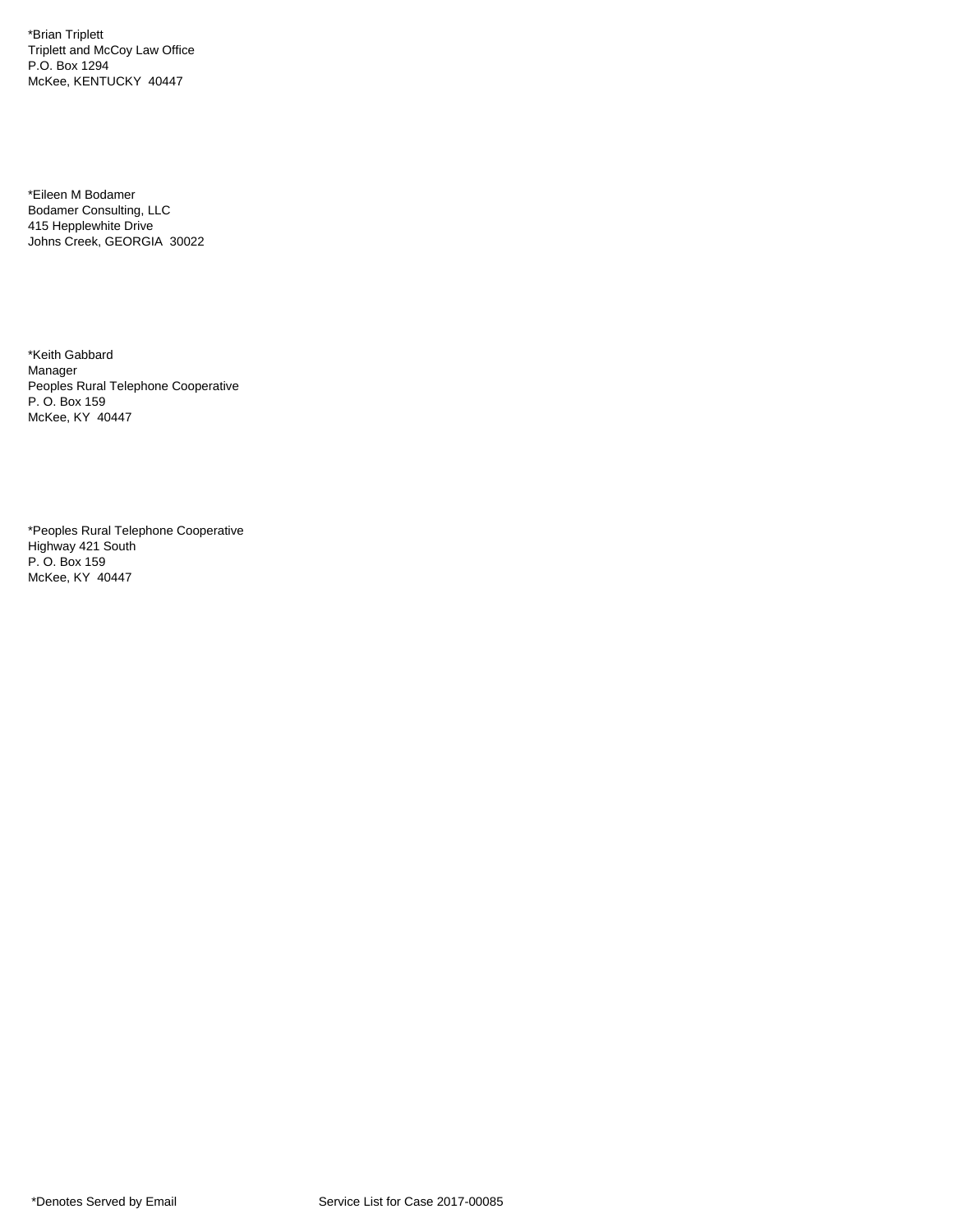*Brian Triplett
Triplett and McCoy Law Office
P.O. Box 1294
McKee, KENTUCKY  40447

*Eileen M Bodamer
Bodamer Consulting, LLC
415 Hepplewhite Drive
Johns Creek, GEORGIA  30022

*Keith Gabbard
Manager
Peoples Rural Telephone Cooperative
P. O. Box 159
McKee, KY  40447

*Peoples Rural Telephone Cooperative
Highway 421 South
P. O. Box 159
McKee, KY  40447

*Denotes Served by Email

Service List for Case 2017-00085